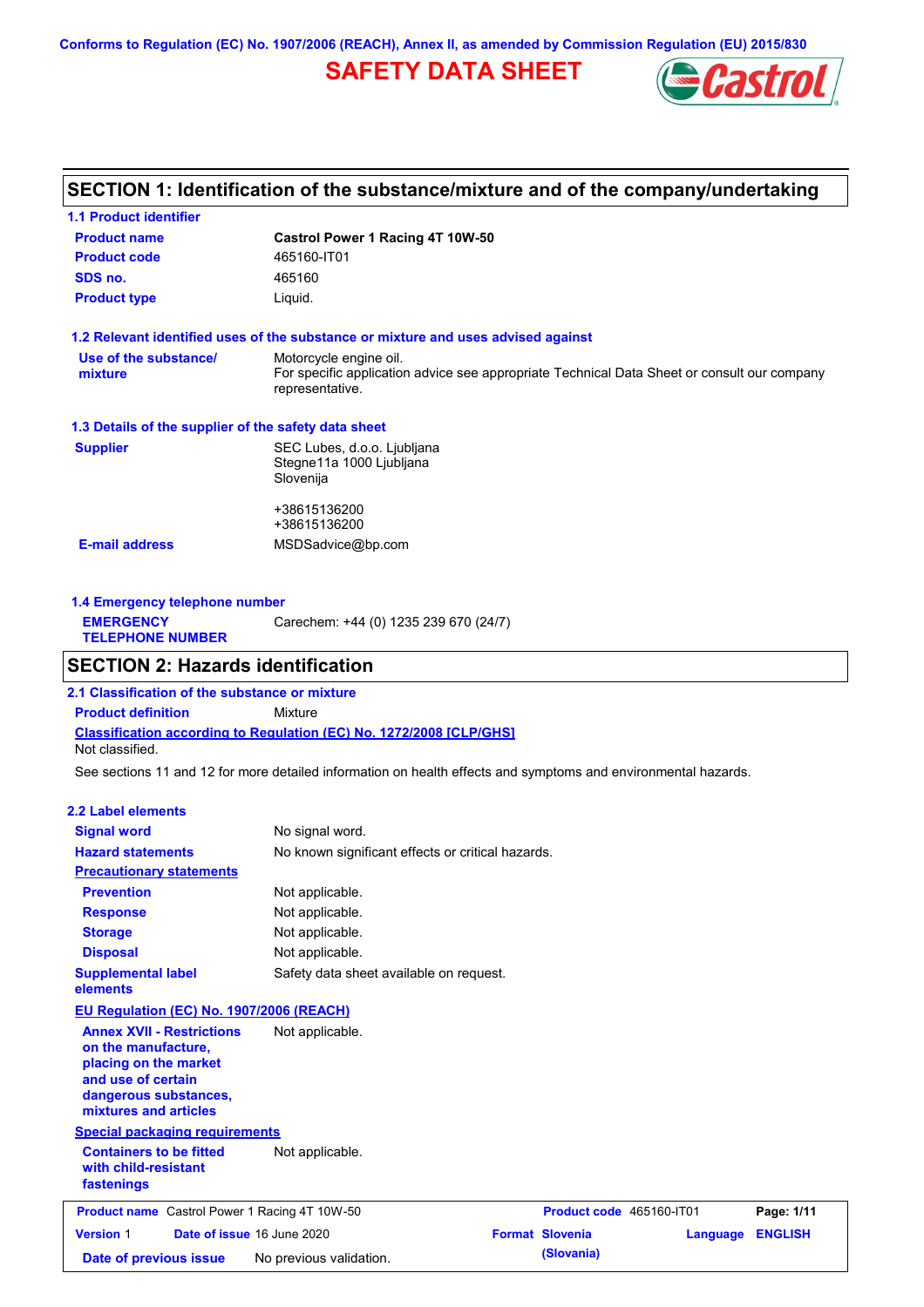Conforms to Regulation (EC) No. 1907/2006 (REACH), Annex II, as amended by Commission Regulation (EU) 2015/830

# SAFETY DATA SHEET

## SECTION 1: Identification of the substance/mixture and of the company/undertaking

### 1.1 Product identifier

**Product name** Castrol Power 1 Racing 4T 10W-50

**Product code** 465160-IT01

**SDS no.** 465160

**Product type** Liquid.

### 1.2 Relevant identified uses of the substance or mixture and uses advised against

**Use of the substance/ mixture** Motorcycle engine oil.
For specific application advice see appropriate Technical Data Sheet or consult our company representative.

### 1.3 Details of the supplier of the safety data sheet

**Supplier** SEC Lubes, d.o.o. Ljubljana
Stegne11a 1000 Ljubljana
Slovenija

+38615136200
+38615136200

**E-mail address** MSDSadvice@bp.com

### 1.4 Emergency telephone number

**EMERGENCY TELEPHONE NUMBER** Carechem: +44 (0) 1235 239 670 (24/7)

## SECTION 2: Hazards identification

### 2.1 Classification of the substance or mixture

**Product definition** Mixture

**Classification according to Regulation (EC) No. 1272/2008 [CLP/GHS]**
Not classified.

See sections 11 and 12 for more detailed information on health effects and symptoms and environmental hazards.

### 2.2 Label elements

**Signal word** No signal word.

**Hazard statements** No known significant effects or critical hazards.

**Precautionary statements**

**Prevention** Not applicable.

**Response** Not applicable.

**Storage** Not applicable.

**Disposal** Not applicable.

**Supplemental label elements** Safety data sheet available on request.

**EU Regulation (EC) No. 1907/2006 (REACH)**

**Annex XVII - Restrictions on the manufacture, placing on the market and use of certain dangerous substances, mixtures and articles** Not applicable.

**Special packaging requirements**

**Containers to be fitted with child-resistant fastenings** Not applicable.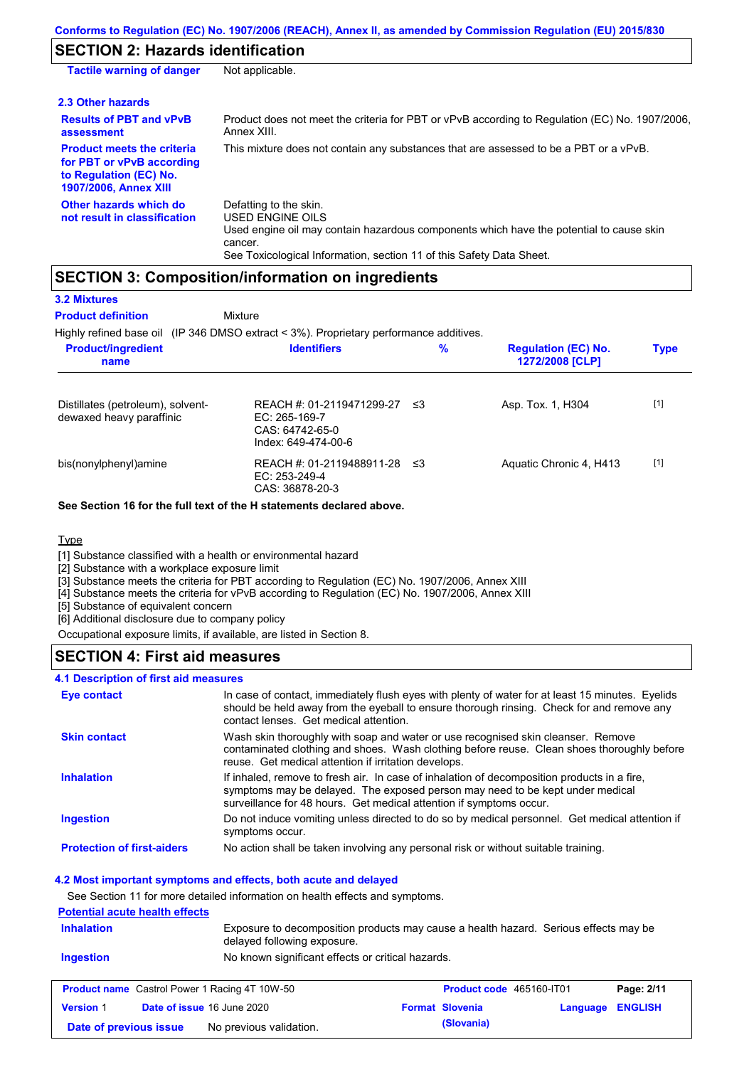## SECTION 2: Hazards identification

| | |
|---|---|
| **Tactile warning of danger** | Not applicable. |

### 2.3 Other hazards

| | |
|---|---|
| **Results of PBT and vPvB assessment** | Product does not meet the criteria for PBT or vPvB according to Regulation (EC) No. 1907/2006, Annex XIII. |
| **Product meets the criteria for PBT or vPvB according to Regulation (EC) No. 1907/2006, Annex XIII** | This mixture does not contain any substances that are assessed to be a PBT or a vPvB. |
| **Other hazards which do not result in classification** | Defatting to the skin.<br>USED ENGINE OILS<br>Used engine oil may contain hazardous components which have the potential to cause skin cancer.<br>See Toxicological Information, section 11 of this Safety Data Sheet. |

## SECTION 3: Composition/information on ingredients

### 3.2 Mixtures

**Product definition** Mixture

Highly refined base oil (IP 346 DMSO extract < 3%). Proprietary performance additives.

| Product/ingredient name | Identifiers | % | Regulation (EC) No. 1272/2008 [CLP] | Type |
|---|---|---|---|---|
| Distillates (petroleum), solvent-dewaxed heavy paraffinic | REACH #: 01-2119471299-27<br>EC: 265-169-7<br>CAS: 64742-65-0<br>Index: 649-474-00-6 | ≤3 | Asp. Tox. 1, H304 | [1] |
| bis(nonylphenyl)amine | REACH #: 01-2119488911-28<br>EC: 253-249-4<br>CAS: 36878-20-3 | ≤3 | Aquatic Chronic 4, H413 | [1] |

**See Section 16 for the full text of the H statements declared above.**

Type

[1] Substance classified with a health or environmental hazard
[2] Substance with a workplace exposure limit
[3] Substance meets the criteria for PBT according to Regulation (EC) No. 1907/2006, Annex XIII
[4] Substance meets the criteria for vPvB according to Regulation (EC) No. 1907/2006, Annex XIII
[5] Substance of equivalent concern
[6] Additional disclosure due to company policy

Occupational exposure limits, if available, are listed in Section 8.

## SECTION 4: First aid measures

### 4.1 Description of first aid measures

| | |
|---|---|
| **Eye contact** | In case of contact, immediately flush eyes with plenty of water for at least 15 minutes. Eyelids should be held away from the eyeball to ensure thorough rinsing. Check for and remove any contact lenses. Get medical attention. |
| **Skin contact** | Wash skin thoroughly with soap and water or use recognised skin cleanser. Remove contaminated clothing and shoes. Wash clothing before reuse. Clean shoes thoroughly before reuse. Get medical attention if irritation develops. |
| **Inhalation** | If inhaled, remove to fresh air. In case of inhalation of decomposition products in a fire, symptoms may be delayed. The exposed person may need to be kept under medical surveillance for 48 hours. Get medical attention if symptoms occur. |
| **Ingestion** | Do not induce vomiting unless directed to do so by medical personnel. Get medical attention if symptoms occur. |
| **Protection of first-aiders** | No action shall be taken involving any personal risk or without suitable training. |

### 4.2 Most important symptoms and effects, both acute and delayed

See Section 11 for more detailed information on health effects and symptoms.

**Potential acute health effects**

| | |
|---|---|
| **Inhalation** | Exposure to decomposition products may cause a health hazard. Serious effects may be delayed following exposure. |
| **Ingestion** | No known significant effects or critical hazards. |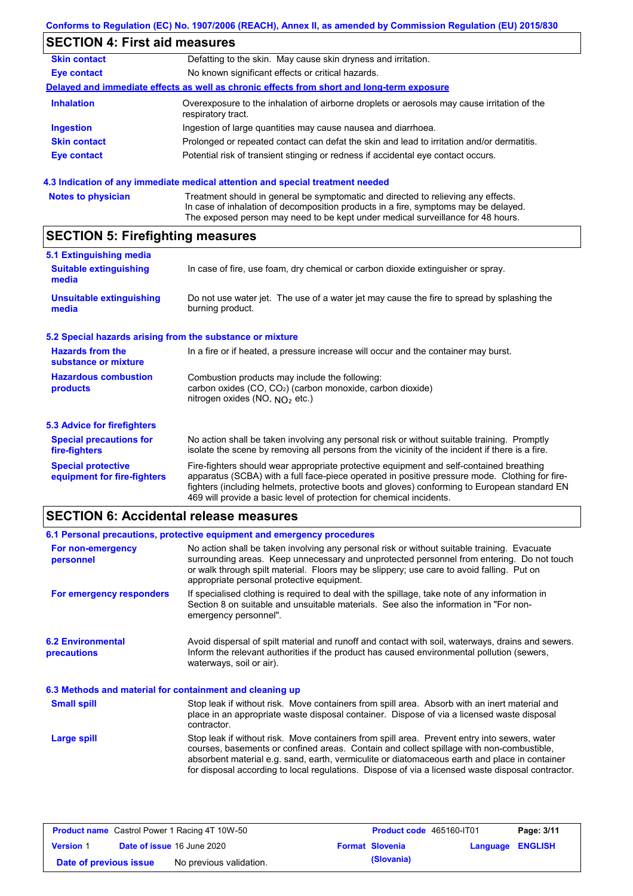## SECTION 4: First aid measures

| | |
|---|---|
| **Skin contact** | Defatting to the skin. May cause skin dryness and irritation. |
| **Eye contact** | No known significant effects or critical hazards. |

**Delayed and immediate effects as well as chronic effects from short and long-term exposure**

| | |
|---|---|
| **Inhalation** | Overexposure to the inhalation of airborne droplets or aerosols may cause irritation of the respiratory tract. |
| **Ingestion** | Ingestion of large quantities may cause nausea and diarrhoea. |
| **Skin contact** | Prolonged or repeated contact can defat the skin and lead to irritation and/or dermatitis. |
| **Eye contact** | Potential risk of transient stinging or redness if accidental eye contact occurs. |

### 4.3 Indication of any immediate medical attention and special treatment needed

| | |
|---|---|
| **Notes to physician** | Treatment should in general be symptomatic and directed to relieving any effects. In case of inhalation of decomposition products in a fire, symptoms may be delayed. The exposed person may need to be kept under medical surveillance for 48 hours. |

## SECTION 5: Firefighting measures

### 5.1 Extinguishing media

| | |
|---|---|
| **Suitable extinguishing media** | In case of fire, use foam, dry chemical or carbon dioxide extinguisher or spray. |
| **Unsuitable extinguishing media** | Do not use water jet. The use of a water jet may cause the fire to spread by splashing the burning product. |

### 5.2 Special hazards arising from the substance or mixture

| | |
|---|---|
| **Hazards from the substance or mixture** | In a fire or if heated, a pressure increase will occur and the container may burst. |
| **Hazardous combustion products** | Combustion products may include the following: carbon oxides (CO, $CO_2$) (carbon monoxide, carbon dioxide) nitrogen oxides (NO, $NO_2$ etc.) |

### 5.3 Advice for firefighters

| | |
|---|---|
| **Special precautions for fire-fighters** | No action shall be taken involving any personal risk or without suitable training. Promptly isolate the scene by removing all persons from the vicinity of the incident if there is a fire. |
| **Special protective equipment for fire-fighters** | Fire-fighters should wear appropriate protective equipment and self-contained breathing apparatus (SCBA) with a full face-piece operated in positive pressure mode. Clothing for fire-fighters (including helmets, protective boots and gloves) conforming to European standard EN 469 will provide a basic level of protection for chemical incidents. |

## SECTION 6: Accidental release measures

### 6.1 Personal precautions, protective equipment and emergency procedures

| | |
|---|---|
| **For non-emergency personnel** | No action shall be taken involving any personal risk or without suitable training. Evacuate surrounding areas. Keep unnecessary and unprotected personnel from entering. Do not touch or walk through spilt material. Floors may be slippery; use care to avoid falling. Put on appropriate personal protective equipment. |
| **For emergency responders** | If specialised clothing is required to deal with the spillage, take note of any information in Section 8 on suitable and unsuitable materials. See also the information in "For non-emergency personnel". |

| | |
|---|---|
| **6.2 Environmental precautions** | Avoid dispersal of spilt material and runoff and contact with soil, waterways, drains and sewers. Inform the relevant authorities if the product has caused environmental pollution (sewers, waterways, soil or air). |

### 6.3 Methods and material for containment and cleaning up

| | |
|---|---|
| **Small spill** | Stop leak if without risk. Move containers from spill area. Absorb with an inert material and place in an appropriate waste disposal container. Dispose of via a licensed waste disposal contractor. |
| **Large spill** | Stop leak if without risk. Move containers from spill area. Prevent entry into sewers, water courses, basements or confined areas. Contain and collect spillage with non-combustible, absorbent material e.g. sand, earth, vermiculite or diatomaceous earth and place in container for disposal according to local regulations. Dispose of via a licensed waste disposal contractor. |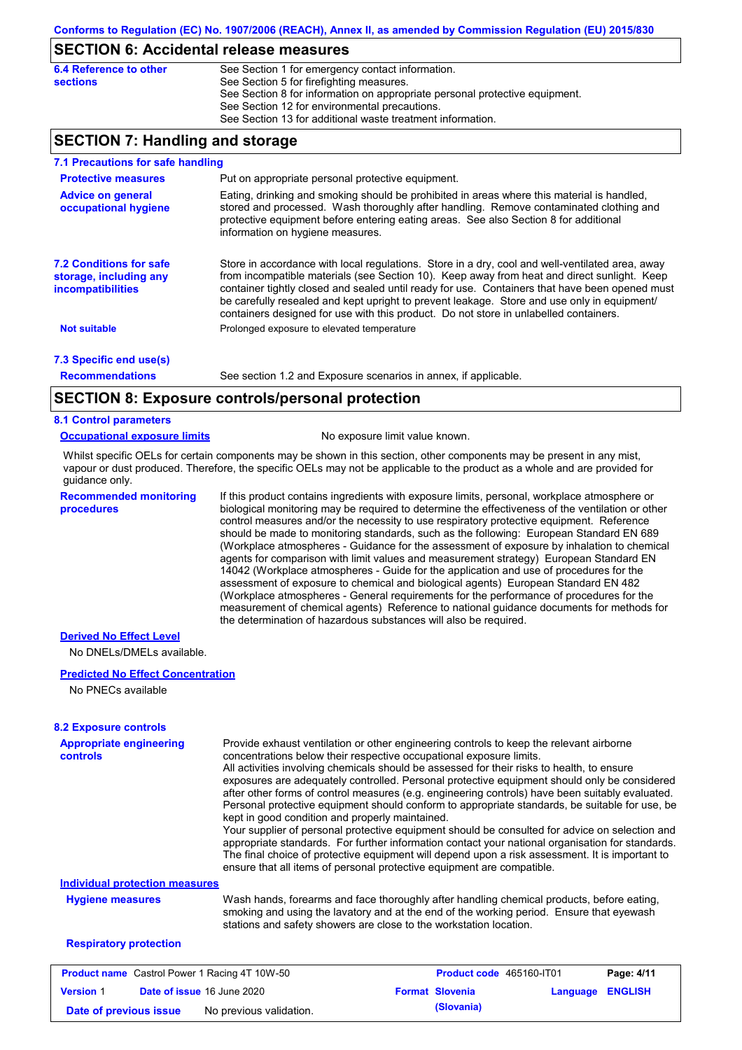## SECTION 6: Accidental release measures

**6.4 Reference to other sections**

See Section 1 for emergency contact information.
See Section 5 for firefighting measures.
See Section 8 for information on appropriate personal protective equipment.
See Section 12 for environmental precautions.
See Section 13 for additional waste treatment information.

## SECTION 7: Handling and storage

### 7.1 Precautions for safe handling

**Protective measures**

Put on appropriate personal protective equipment.

**Advice on general occupational hygiene**

Eating, drinking and smoking should be prohibited in areas where this material is handled, stored and processed. Wash thoroughly after handling. Remove contaminated clothing and protective equipment before entering eating areas. See also Section 8 for additional information on hygiene measures.

### 7.2 Conditions for safe storage, including any incompatibilities

Store in accordance with local regulations. Store in a dry, cool and well-ventilated area, away from incompatible materials (see Section 10). Keep away from heat and direct sunlight. Keep container tightly closed and sealed until ready for use. Containers that have been opened must be carefully resealed and kept upright to prevent leakage. Store and use only in equipment/ containers designed for use with this product. Do not store in unlabelled containers.

**Not suitable**

Prolonged exposure to elevated temperature

### 7.3 Specific end use(s)

**Recommendations**

See section 1.2 and Exposure scenarios in annex, if applicable.

## SECTION 8: Exposure controls/personal protection

### 8.1 Control parameters

**Occupational exposure limits**

No exposure limit value known.

Whilst specific OELs for certain components may be shown in this section, other components may be present in any mist, vapour or dust produced. Therefore, the specific OELs may not be applicable to the product as a whole and are provided for guidance only.

**Recommended monitoring procedures**

If this product contains ingredients with exposure limits, personal, workplace atmosphere or biological monitoring may be required to determine the effectiveness of the ventilation or other control measures and/or the necessity to use respiratory protective equipment. Reference should be made to monitoring standards, such as the following: European Standard EN 689 (Workplace atmospheres - Guidance for the assessment of exposure by inhalation to chemical agents for comparison with limit values and measurement strategy) European Standard EN 14042 (Workplace atmospheres - Guide for the application and use of procedures for the assessment of exposure to chemical and biological agents) European Standard EN 482 (Workplace atmospheres - General requirements for the performance of procedures for the measurement of chemical agents) Reference to national guidance documents for methods for the determination of hazardous substances will also be required.

**Derived No Effect Level**

No DNELs/DMELs available.

**Predicted No Effect Concentration**

No PNECs available

### 8.2 Exposure controls

**Appropriate engineering controls**

Provide exhaust ventilation or other engineering controls to keep the relevant airborne concentrations below their respective occupational exposure limits.
All activities involving chemicals should be assessed for their risks to health, to ensure exposures are adequately controlled. Personal protective equipment should only be considered after other forms of control measures (e.g. engineering controls) have been suitably evaluated. Personal protective equipment should conform to appropriate standards, be suitable for use, be kept in good condition and properly maintained.
Your supplier of personal protective equipment should be consulted for advice on selection and appropriate standards. For further information contact your national organisation for standards. The final choice of protective equipment will depend upon a risk assessment. It is important to ensure that all items of personal protective equipment are compatible.

**Individual protection measures**

**Hygiene measures**

Wash hands, forearms and face thoroughly after handling chemical products, before eating, smoking and using the lavatory and at the end of the working period. Ensure that eyewash stations and safety showers are close to the workstation location.

**Respiratory protection**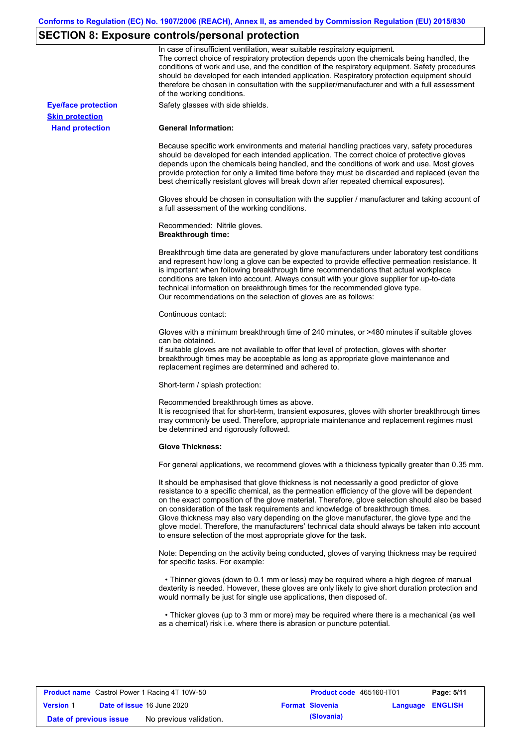## SECTION 8: Exposure controls/personal protection

In case of insufficient ventilation, wear suitable respiratory equipment.
The correct choice of respiratory protection depends upon the chemicals being handled, the conditions of work and use, and the condition of the respiratory equipment. Safety procedures should be developed for each intended application. Respiratory protection equipment should therefore be chosen in consultation with the supplier/manufacturer and with a full assessment of the working conditions.

**Eye/face protection**

Safety glasses with side shields.

**Skin protection**

**Hand protection**

**General Information:**

Because specific work environments and material handling practices vary, safety procedures should be developed for each intended application. The correct choice of protective gloves depends upon the chemicals being handled, and the conditions of work and use. Most gloves provide protection for only a limited time before they must be discarded and replaced (even the best chemically resistant gloves will break down after repeated chemical exposures).

Gloves should be chosen in consultation with the supplier / manufacturer and taking account of a full assessment of the working conditions.

Recommended: Nitrile gloves.

**Breakthrough time:**

Breakthrough time data are generated by glove manufacturers under laboratory test conditions and represent how long a glove can be expected to provide effective permeation resistance. It is important when following breakthrough time recommendations that actual workplace conditions are taken into account. Always consult with your glove supplier for up-to-date technical information on breakthrough times for the recommended glove type.
Our recommendations on the selection of gloves are as follows:

Continuous contact:

Gloves with a minimum breakthrough time of 240 minutes, or >480 minutes if suitable gloves can be obtained.
If suitable gloves are not available to offer that level of protection, gloves with shorter breakthrough times may be acceptable as long as appropriate glove maintenance and replacement regimes are determined and adhered to.

Short-term / splash protection:

Recommended breakthrough times as above.
It is recognised that for short-term, transient exposures, gloves with shorter breakthrough times may commonly be used. Therefore, appropriate maintenance and replacement regimes must be determined and rigorously followed.

**Glove Thickness:**

For general applications, we recommend gloves with a thickness typically greater than 0.35 mm.

It should be emphasised that glove thickness is not necessarily a good predictor of glove resistance to a specific chemical, as the permeation efficiency of the glove will be dependent on the exact composition of the glove material. Therefore, glove selection should also be based on consideration of the task requirements and knowledge of breakthrough times.
Glove thickness may also vary depending on the glove manufacturer, the glove type and the glove model. Therefore, the manufacturers' technical data should always be taken into account to ensure selection of the most appropriate glove for the task.

Note: Depending on the activity being conducted, gloves of varying thickness may be required for specific tasks. For example:

- Thinner gloves (down to 0.1 mm or less) may be required where a high degree of manual dexterity is needed. However, these gloves are only likely to give short duration protection and would normally be just for single use applications, then disposed of.

- Thicker gloves (up to 3 mm or more) may be required where there is a mechanical (as well as a chemical) risk i.e. where there is abrasion or puncture potential.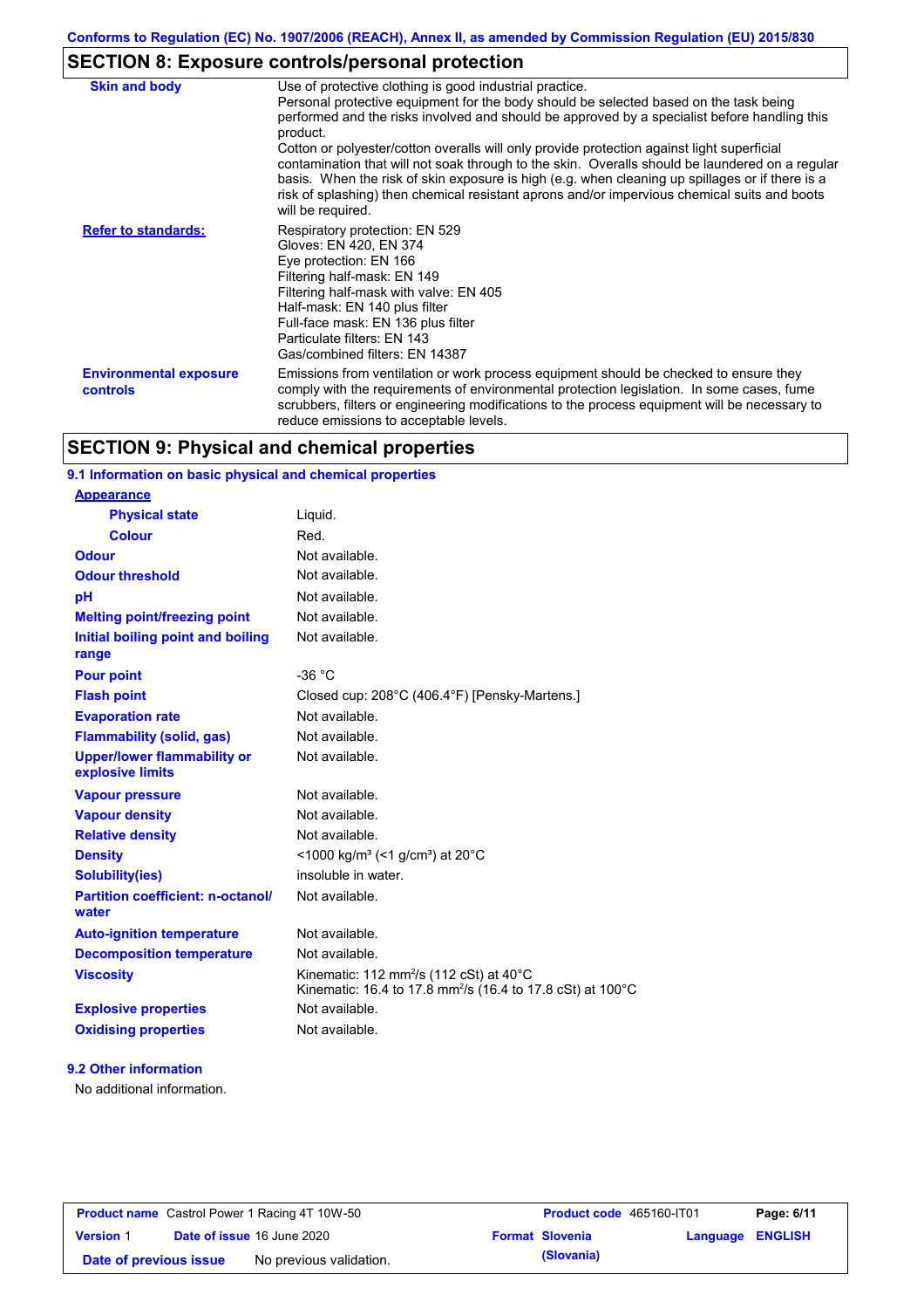## SECTION 8: Exposure controls/personal protection

| | |
|---|---|
| **Skin and body** | Use of protective clothing is good industrial practice. Personal protective equipment for the body should be selected based on the task being performed and the risks involved and should be approved by a specialist before handling this product. Cotton or polyester/cotton overalls will only provide protection against light superficial contamination that will not soak through to the skin. Overalls should be laundered on a regular basis. When the risk of skin exposure is high (e.g. when cleaning up spillages or if there is a risk of splashing) then chemical resistant aprons and/or impervious chemical suits and boots will be required. |
| **Refer to standards:** | Respiratory protection: EN 529<br>Gloves: EN 420, EN 374<br>Eye protection: EN 166<br>Filtering half-mask: EN 149<br>Filtering half-mask with valve: EN 405<br>Half-mask: EN 140 plus filter<br>Full-face mask: EN 136 plus filter<br>Particulate filters: EN 143<br>Gas/combined filters: EN 14387 |
| **Environmental exposure controls** | Emissions from ventilation or work process equipment should be checked to ensure they comply with the requirements of environmental protection legislation. In some cases, fume scrubbers, filters or engineering modifications to the process equipment will be necessary to reduce emissions to acceptable levels. |

## SECTION 9: Physical and chemical properties

### 9.1 Information on basic physical and chemical properties

| | |
|---|---|
| **Appearance** | |
| **Physical state** | Liquid. |
| **Colour** | Red. |
| **Odour** | Not available. |
| **Odour threshold** | Not available. |
| **pH** | Not available. |
| **Melting point/freezing point** | Not available. |
| **Initial boiling point and boiling range** | Not available. |
| **Pour point** | -36 °C |
| **Flash point** | Closed cup: 208°C (406.4°F) [Pensky-Martens.] |
| **Evaporation rate** | Not available. |
| **Flammability (solid, gas)** | Not available. |
| **Upper/lower flammability or explosive limits** | Not available. |
| **Vapour pressure** | Not available. |
| **Vapour density** | Not available. |
| **Relative density** | Not available. |
| **Density** | <1000 kg/m³ (<1 g/cm³) at 20°C |
| **Solubility(ies)** | insoluble in water. |
| **Partition coefficient: n-octanol/water** | Not available. |
| **Auto-ignition temperature** | Not available. |
| **Decomposition temperature** | Not available. |
| **Viscosity** | Kinematic: 112 $mm^2/s$ (112 cSt) at 40°C<br>Kinematic: 16.4 to 17.8 $mm^2/s$ (16.4 to 17.8 cSt) at 100°C |
| **Explosive properties** | Not available. |
| **Oxidising properties** | Not available. |

### 9.2 Other information

No additional information.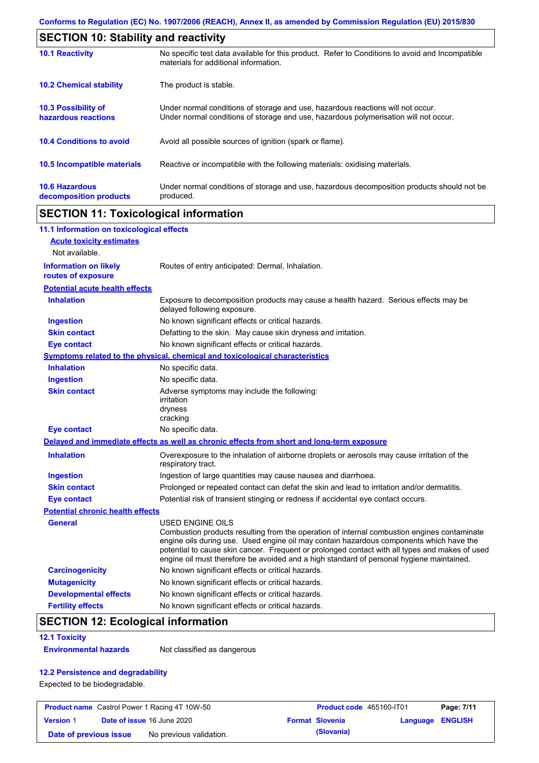## SECTION 10: Stability and reactivity

| | |
|---|---|
| **10.1 Reactivity** | No specific test data available for this product. Refer to Conditions to avoid and Incompatible materials for additional information. |
| **10.2 Chemical stability** | The product is stable. |
| **10.3 Possibility of hazardous reactions** | Under normal conditions of storage and use, hazardous reactions will not occur. Under normal conditions of storage and use, hazardous polymerisation will not occur. |
| **10.4 Conditions to avoid** | Avoid all possible sources of ignition (spark or flame). |
| **10.5 Incompatible materials** | Reactive or incompatible with the following materials: oxidising materials. |
| **10.6 Hazardous decomposition products** | Under normal conditions of storage and use, hazardous decomposition products should not be produced. |

## SECTION 11: Toxicological information

### 11.1 Information on toxicological effects

**Acute toxicity estimates**

Not available.

| | |
|---|---|
| **Information on likely routes of exposure** | Routes of entry anticipated: Dermal, Inhalation. |

**Potential acute health effects**

| | |
|---|---|
| **Inhalation** | Exposure to decomposition products may cause a health hazard. Serious effects may be delayed following exposure. |
| **Ingestion** | No known significant effects or critical hazards. |
| **Skin contact** | Defatting to the skin. May cause skin dryness and irritation. |
| **Eye contact** | No known significant effects or critical hazards. |

**Symptoms related to the physical, chemical and toxicological characteristics**

| | |
|---|---|
| **Inhalation** | No specific data. |
| **Ingestion** | No specific data. |
| **Skin contact** | Adverse symptoms may include the following:<br>irritation<br>dryness<br>cracking |
| **Eye contact** | No specific data. |

**Delayed and immediate effects as well as chronic effects from short and long-term exposure**

| | |
|---|---|
| **Inhalation** | Overexposure to the inhalation of airborne droplets or aerosols may cause irritation of the respiratory tract. |
| **Ingestion** | Ingestion of large quantities may cause nausea and diarrhoea. |
| **Skin contact** | Prolonged or repeated contact can defat the skin and lead to irritation and/or dermatitis. |
| **Eye contact** | Potential risk of transient stinging or redness if accidental eye contact occurs. |

**Potential chronic health effects**

| | |
|---|---|
| **General** | USED ENGINE OILS<br>Combustion products resulting from the operation of internal combustion engines contaminate engine oils during use. Used engine oil may contain hazardous components which have the potential to cause skin cancer. Frequent or prolonged contact with all types and makes of used engine oil must therefore be avoided and a high standard of personal hygiene maintained. |
| **Carcinogenicity** | No known significant effects or critical hazards. |
| **Mutagenicity** | No known significant effects or critical hazards. |
| **Developmental effects** | No known significant effects or critical hazards. |
| **Fertility effects** | No known significant effects or critical hazards. |

## SECTION 12: Ecological information

### 12.1 Toxicity

| | |
|---|---|
| **Environmental hazards** | Not classified as dangerous |

### 12.2 Persistence and degradability

Expected to be biodegradable.

| | | | |
|---|---|---|---|
| **Product name** Castrol Power 1 Racing 4T 10W-50 | | **Product code** 465160-IT01 | |
| **Version** 1 | **Date of issue** 16 June 2020 | **Format** Slovenia (Slovenia) | **Language** ENGLISH |
| **Date of previous issue** | No previous validation. | | |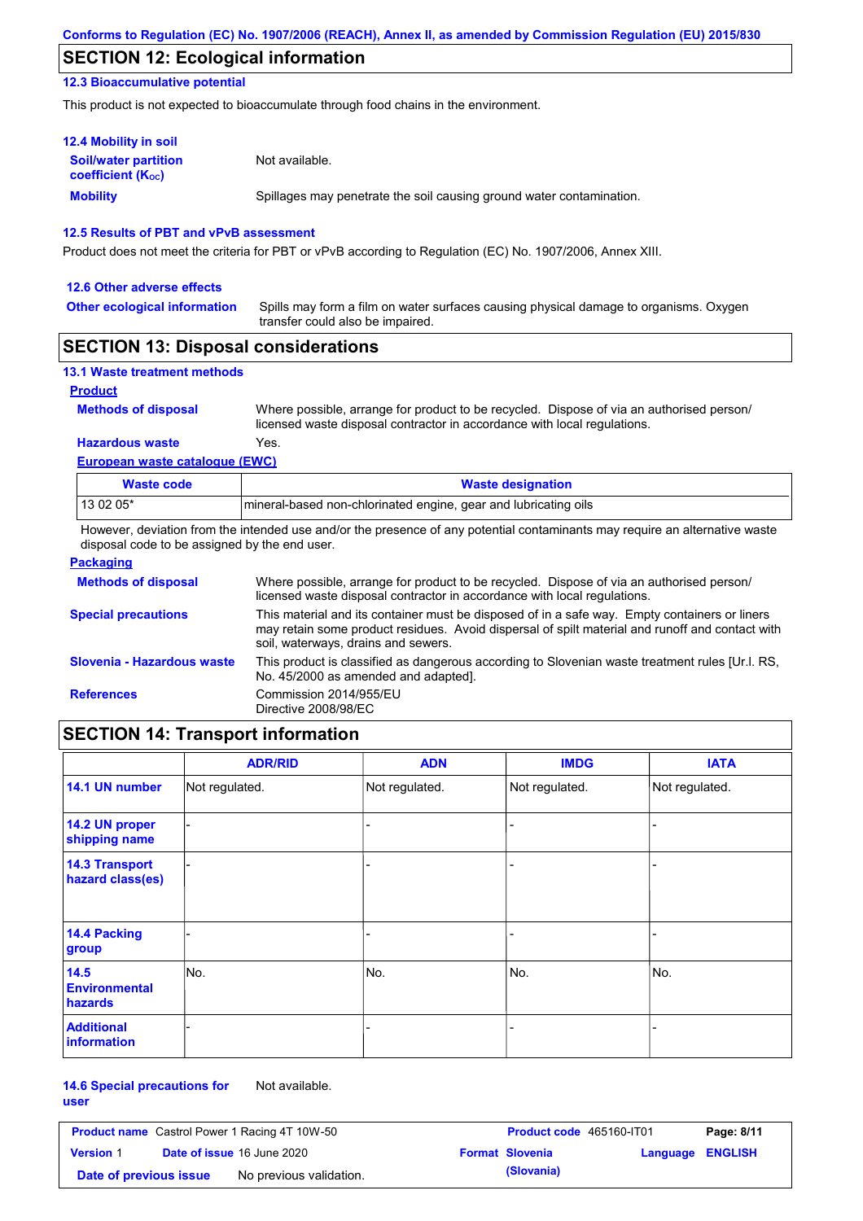## SECTION 12: Ecological information

### 12.3 Bioaccumulative potential

This product is not expected to bioaccumulate through food chains in the environment.

### 12.4 Mobility in soil

**Soil/water partition coefficient ($K_{OC}$)**: Not available.

**Mobility**: Spillages may penetrate the soil causing ground water contamination.

### 12.5 Results of PBT and vPvB assessment

Product does not meet the criteria for PBT or vPvB according to Regulation (EC) No. 1907/2006, Annex XIII.

### 12.6 Other adverse effects

**Other ecological information**: Spills may form a film on water surfaces causing physical damage to organisms. Oxygen transfer could also be impaired.

## SECTION 13: Disposal considerations

### 13.1 Waste treatment methods

**Product**

**Methods of disposal**: Where possible, arrange for product to be recycled. Dispose of via an authorised person/ licensed waste disposal contractor in accordance with local regulations.

**Hazardous waste**: Yes.

**European waste catalogue (EWC)**

| Waste code | Waste designation |
|---|---|
| 13 02 05* | mineral-based non-chlorinated engine, gear and lubricating oils |

However, deviation from the intended use and/or the presence of any potential contaminants may require an alternative waste disposal code to be assigned by the end user.

**Packaging**

**Methods of disposal**: Where possible, arrange for product to be recycled. Dispose of via an authorised person/ licensed waste disposal contractor in accordance with local regulations.

**Special precautions**: This material and its container must be disposed of in a safe way. Empty containers or liners may retain some product residues. Avoid dispersal of spilt material and runoff and contact with soil, waterways, drains and sewers.

**Slovenia - Hazardous waste**: This product is classified as dangerous according to Slovenian waste treatment rules [Ur.l. RS, No. 45/2000 as amended and adapted].

**References**: Commission 2014/955/EU
Directive 2008/98/EC

## SECTION 14: Transport information

| | ADR/RID | ADN | IMDG | IATA |
|---|---|---|---|---|
| 14.1 UN number | Not regulated. | Not regulated. | Not regulated. | Not regulated. |
| 14.2 UN proper shipping name | - | - | - | - |
| 14.3 Transport hazard class(es) | - | - | - | - |
| 14.4 Packing group | - | - | - | - |
| 14.5 Environmental hazards | No. | No. | No. | No. |
| Additional information | - | - | - | - |

**14.6 Special precautions for user**: Not available.

| Product name | Castrol Power 1 Racing 4T 10W-50 | Product code | 465160-IT01 | Page: 8/11 |
|---|---|---|---|---|
| Version 1 | Date of issue 16 June 2020 | Format Slovenia (Slovania) | Language ENGLISH | |
| Date of previous issue | No previous validation. | | | |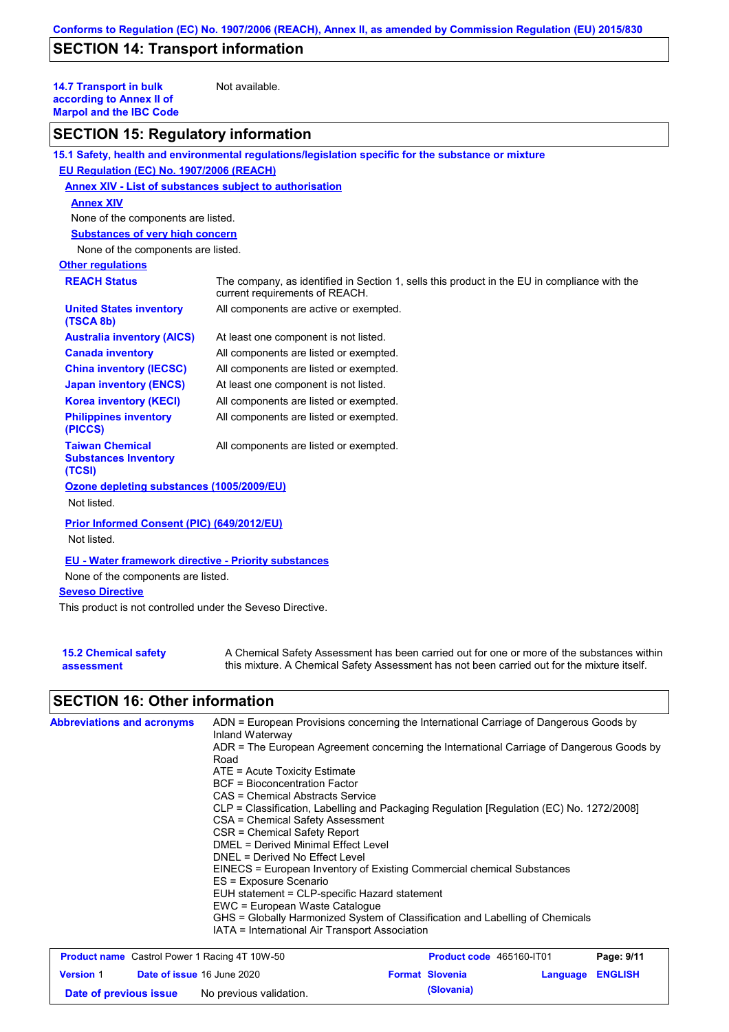## SECTION 14: Transport information

**14.7 Transport in bulk according to Annex II of Marpol and the IBC Code** Not available.

## SECTION 15: Regulatory information

**15.1 Safety, health and environmental regulations/legislation specific for the substance or mixture**

**EU Regulation (EC) No. 1907/2006 (REACH)**

**Annex XIV - List of substances subject to authorisation**

**Annex XIV**

None of the components are listed.

**Substances of very high concern**

None of the components are listed.

**Other regulations**

| | |
|---|---|
| **REACH Status** | The company, as identified in Section 1, sells this product in the EU in compliance with the current requirements of REACH. |
| **United States inventory (TSCA 8b)** | All components are active or exempted. |
| **Australia inventory (AICS)** | At least one component is not listed. |
| **Canada inventory** | All components are listed or exempted. |
| **China inventory (IECSC)** | All components are listed or exempted. |
| **Japan inventory (ENCS)** | At least one component is not listed. |
| **Korea inventory (KECI)** | All components are listed or exempted. |
| **Philippines inventory (PICCS)** | All components are listed or exempted. |
| **Taiwan Chemical Substances Inventory (TCSI)** | All components are listed or exempted. |

**Ozone depleting substances (1005/2009/EU)**

Not listed.

**Prior Informed Consent (PIC) (649/2012/EU)**

Not listed.

**EU - Water framework directive - Priority substances**

None of the components are listed.

**Seveso Directive**

This product is not controlled under the Seveso Directive.

**15.2 Chemical safety assessment** A Chemical Safety Assessment has been carried out for one or more of the substances within this mixture. A Chemical Safety Assessment has not been carried out for the mixture itself.

## SECTION 16: Other information

**Abbreviations and acronyms**

ADN = European Provisions concerning the International Carriage of Dangerous Goods by Inland Waterway
ADR = The European Agreement concerning the International Carriage of Dangerous Goods by Road
ATE = Acute Toxicity Estimate
BCF = Bioconcentration Factor
CAS = Chemical Abstracts Service
CLP = Classification, Labelling and Packaging Regulation [Regulation (EC) No. 1272/2008]
CSA = Chemical Safety Assessment
CSR = Chemical Safety Report
DMEL = Derived Minimal Effect Level
DNEL = Derived No Effect Level
EINECS = European Inventory of Existing Commercial chemical Substances
ES = Exposure Scenario
EUH statement = CLP-specific Hazard statement
EWC = European Waste Catalogue
GHS = Globally Harmonized System of Classification and Labelling of Chemicals
IATA = International Air Transport Association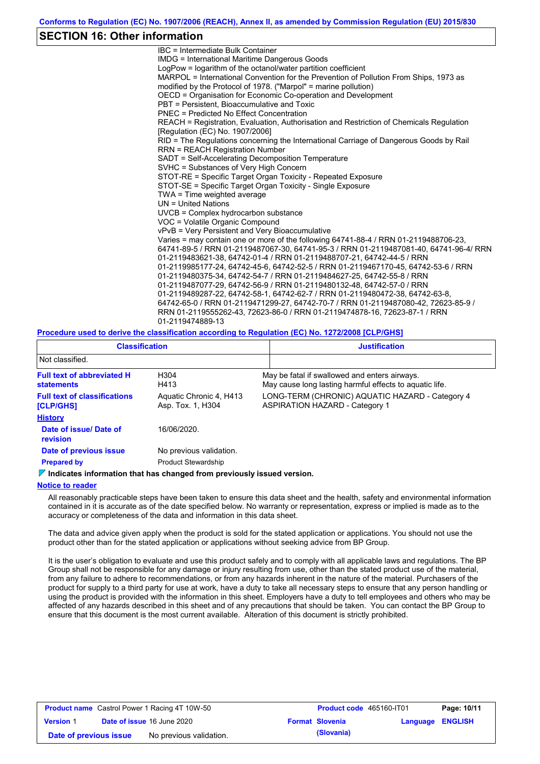## SECTION 16: Other information

IBC = Intermediate Bulk Container
IMDG = International Maritime Dangerous Goods
LogPow = logarithm of the octanol/water partition coefficient
MARPOL = International Convention for the Prevention of Pollution From Ships, 1973 as modified by the Protocol of 1978. ("Marpol" = marine pollution)
OECD = Organisation for Economic Co-operation and Development
PBT = Persistent, Bioaccumulative and Toxic
PNEC = Predicted No Effect Concentration
REACH = Registration, Evaluation, Authorisation and Restriction of Chemicals Regulation [Regulation (EC) No. 1907/2006]
RID = The Regulations concerning the International Carriage of Dangerous Goods by Rail
RRN = REACH Registration Number
SADT = Self-Accelerating Decomposition Temperature
SVHC = Substances of Very High Concern
STOT-RE = Specific Target Organ Toxicity - Repeated Exposure
STOT-SE = Specific Target Organ Toxicity - Single Exposure
TWA = Time weighted average
UN = United Nations
UVCB = Complex hydrocarbon substance
VOC = Volatile Organic Compound
vPvB = Very Persistent and Very Bioaccumulative
Varies = may contain one or more of the following 64741-88-4 / RRN 01-2119488706-23, 64741-89-5 / RRN 01-2119487067-30, 64741-95-3 / RRN 01-2119487081-40, 64741-96-4/ RRN 01-2119483621-38, 64742-01-4 / RRN 01-2119488707-21, 64742-44-5 / RRN 01-2119985177-24, 64742-45-6, 64742-52-5 / RRN 01-2119467170-45, 64742-53-6 / RRN 01-2119480375-34, 64742-54-7 / RRN 01-2119484627-25, 64742-55-8 / RRN 01-2119487077-29, 64742-56-9 / RRN 01-2119480132-48, 64742-57-0 / RRN 01-2119489287-22, 64742-58-1, 64742-62-7 / RRN 01-2119480472-38, 64742-63-8, 64742-65-0 / RRN 01-2119471299-27, 64742-70-7 / RRN 01-2119487080-42, 72623-85-9 / RRN 01-2119555262-43, 72623-86-0 / RRN 01-2119474878-16, 72623-87-1 / RRN 01-2119474889-13

**Procedure used to derive the classification according to Regulation (EC) No. 1272/2008 [CLP/GHS]**

| Classification | Justification |
|---|---|
| Not classified. | |

**Full text of abbreviated H statements**

| | |
|---|---|
| H304 | May be fatal if swallowed and enters airways. |
| H413 | May cause long lasting harmful effects to aquatic life. |

**Full text of classifications [CLP/GHS]**

| | |
|---|---|
| Aquatic Chronic 4, H413 | LONG-TERM (CHRONIC) AQUATIC HAZARD - Category 4 |
| Asp. Tox. 1, H304 | ASPIRATION HAZARD - Category 1 |

**History**

**Date of issue/ Date of revision**: 16/06/2020.

**Date of previous issue**: No previous validation.

**Prepared by**: Product Stewardship

**Indicates information that has changed from previously issued version.**

**Notice to reader**

All reasonably practicable steps have been taken to ensure this data sheet and the health, safety and environmental information contained in it is accurate as of the date specified below. No warranty or representation, express or implied is made as to the accuracy or completeness of the data and information in this data sheet.

The data and advice given apply when the product is sold for the stated application or applications. You should not use the product other than for the stated application or applications without seeking advice from BP Group.

It is the user's obligation to evaluate and use this product safely and to comply with all applicable laws and regulations. The BP Group shall not be responsible for any damage or injury resulting from use, other than the stated product use of the material, from any failure to adhere to recommendations, or from any hazards inherent in the nature of the material. Purchasers of the product for supply to a third party for use at work, have a duty to take all necessary steps to ensure that any person handling or using the product is provided with the information in this sheet. Employers have a duty to tell employees and others who may be affected of any hazards described in this sheet and of any precautions that should be taken. You can contact the BP Group to ensure that this document is the most current available. Alteration of this document is strictly prohibited.